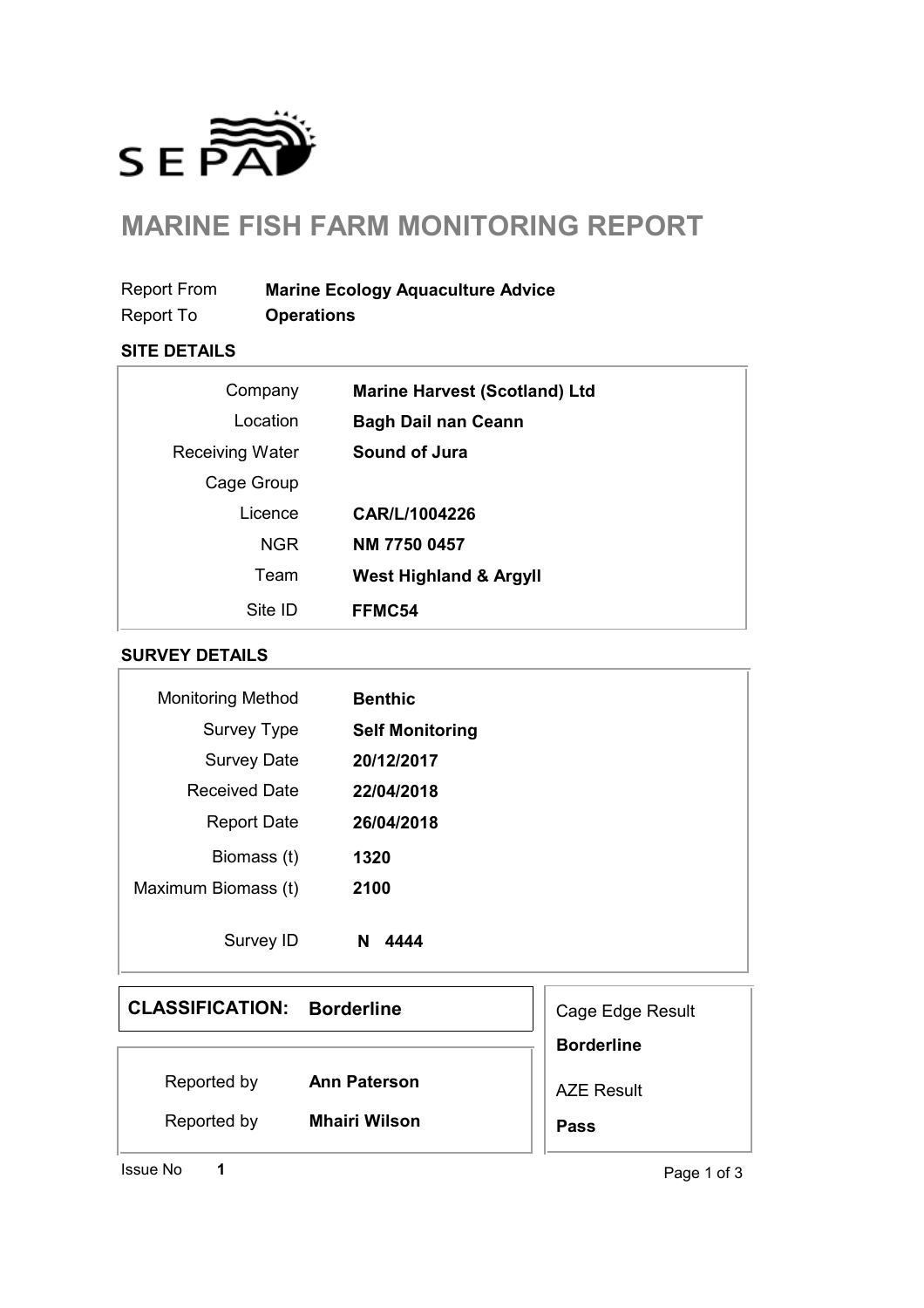SEPA

# MARINE FISH FARM MONITORING REPORT

| | |
|---|---|
| Report From | **Marine Ecology Aquaculture Advice** |
| Report To | **Operations** |

## SITE DETAILS

| | |
|---|---|
| Company | **Marine Harvest (Scotland) Ltd** |
| Location | **Bagh Dail nan Ceann** |
| Receiving Water | **Sound of Jura** |
| Cage Group | |
| Licence | **CAR/L/1004226** |
| NGR | **NM 7750 0457** |
| Team | **West Highland & Argyll** |
| Site ID | **FFMC54** |

## SURVEY DETAILS

| | |
|---|---|
| Monitoring Method | **Benthic** |
| Survey Type | **Self Monitoring** |
| Survey Date | **20/12/2017** |
| Received Date | **22/04/2018** |
| Report Date | **26/04/2018** |
| Biomass (t) | **1320** |
| Maximum Biomass (t) | **2100** |
| Survey ID | **N 4444** |

**CLASSIFICATION: Borderline**

| | |
|---|---|
| Reported by | **Ann Paterson** |
| Reported by | **Mhairi Wilson** |

Cage Edge Result

**Borderline**

AZE Result

**Pass**

Issue No **1**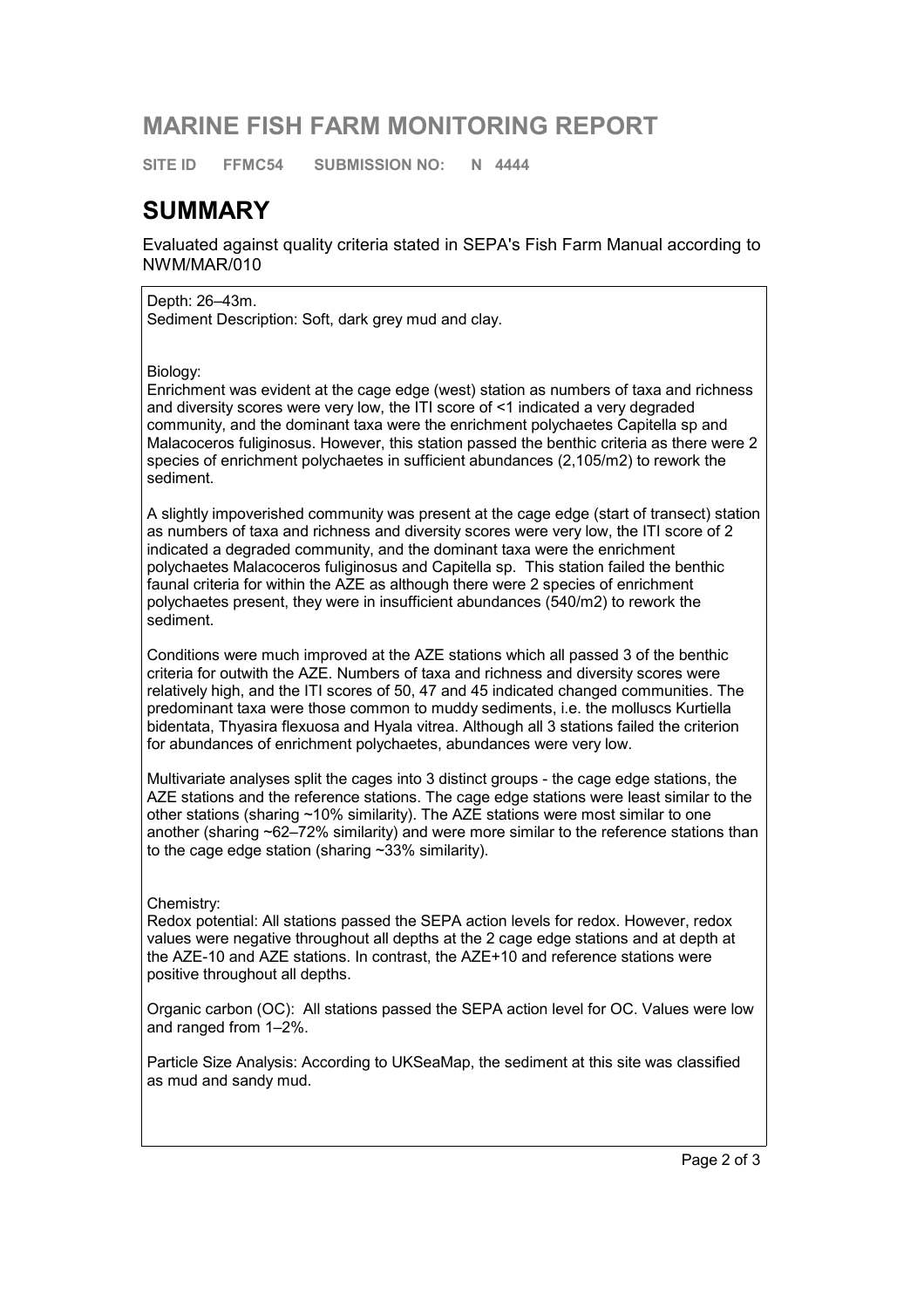# MARINE FISH FARM MONITORING REPORT

**SITE ID FFMC54 SUBMISSION NO: N 4444**

# SUMMARY

Evaluated against quality criteria stated in SEPA's Fish Farm Manual according to NWM/MAR/010

Depth: 26–43m.
Sediment Description: Soft, dark grey mud and clay.

Biology:
Enrichment was evident at the cage edge (west) station as numbers of taxa and richness and diversity scores were very low, the ITI score of <1 indicated a very degraded community, and the dominant taxa were the enrichment polychaetes Capitella sp and Malacoceros fuliginosus. However, this station passed the benthic criteria as there were 2 species of enrichment polychaetes in sufficient abundances (2,105/m2) to rework the sediment.

A slightly impoverished community was present at the cage edge (start of transect) station as numbers of taxa and richness and diversity scores were very low, the ITI score of 2 indicated a degraded community, and the dominant taxa were the enrichment polychaetes Malacoceros fuliginosus and Capitella sp. This station failed the benthic faunal criteria for within the AZE as although there were 2 species of enrichment polychaetes present, they were in insufficient abundances (540/m2) to rework the sediment.

Conditions were much improved at the AZE stations which all passed 3 of the benthic criteria for outwith the AZE. Numbers of taxa and richness and diversity scores were relatively high, and the ITI scores of 50, 47 and 45 indicated changed communities. The predominant taxa were those common to muddy sediments, i.e. the molluscs Kurtiella bidentata, Thyasira flexuosa and Hyala vitrea. Although all 3 stations failed the criterion for abundances of enrichment polychaetes, abundances were very low.

Multivariate analyses split the cages into 3 distinct groups - the cage edge stations, the AZE stations and the reference stations. The cage edge stations were least similar to the other stations (sharing ~10% similarity). The AZE stations were most similar to one another (sharing ~62–72% similarity) and were more similar to the reference stations than to the cage edge station (sharing ~33% similarity).

Chemistry:
Redox potential: All stations passed the SEPA action levels for redox. However, redox values were negative throughout all depths at the 2 cage edge stations and at depth at the AZE-10 and AZE stations. In contrast, the AZE+10 and reference stations were positive throughout all depths.

Organic carbon (OC): All stations passed the SEPA action level for OC. Values were low and ranged from 1–2%.

Particle Size Analysis: According to UKSeaMap, the sediment at this site was classified as mud and sandy mud.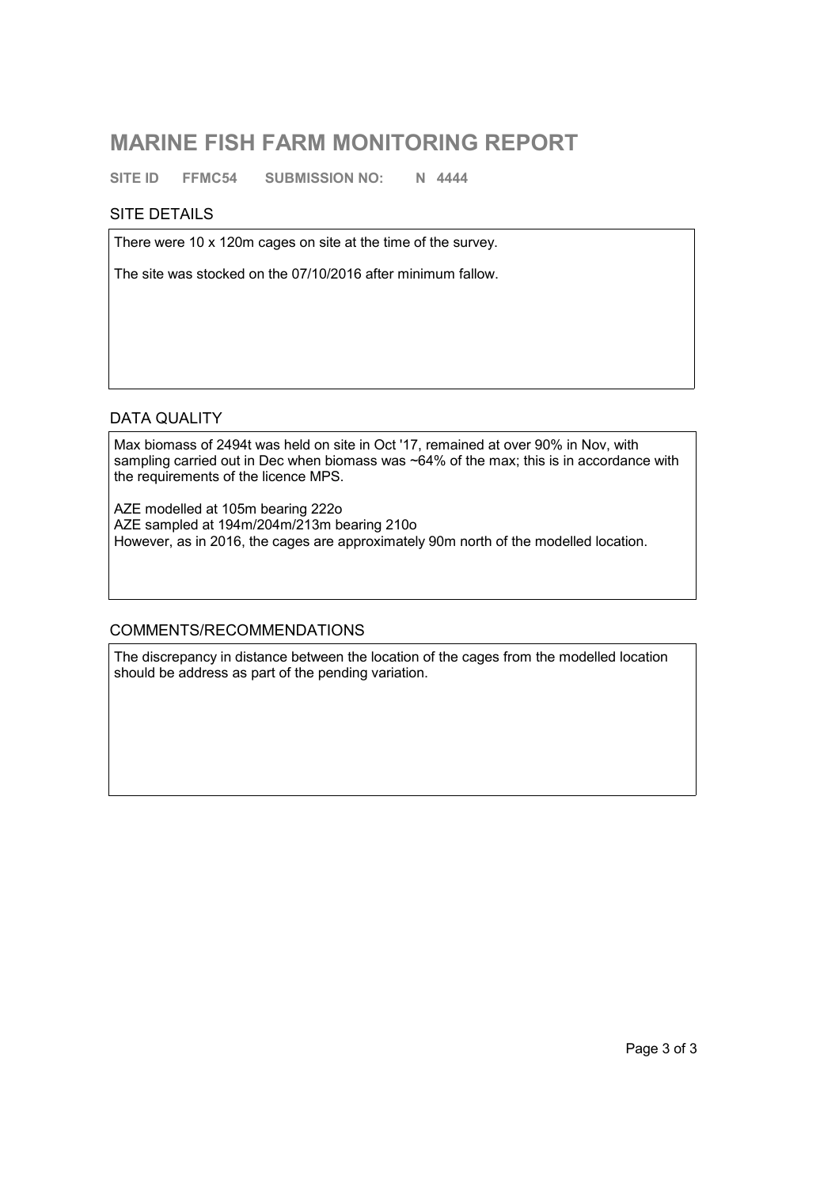# MARINE FISH FARM MONITORING REPORT

**SITE ID FFMC54 SUBMISSION NO: N 4444**

## SITE DETAILS

There were 10 x 120m cages on site at the time of the survey.

The site was stocked on the 07/10/2016 after minimum fallow.

## DATA QUALITY

Max biomass of 2494t was held on site in Oct '17, remained at over 90% in Nov, with sampling carried out in Dec when biomass was ~64% of the max; this is in accordance with the requirements of the licence MPS.

AZE modelled at 105m bearing 222o
AZE sampled at 194m/204m/213m bearing 210o
However, as in 2016, the cages are approximately 90m north of the modelled location.

## COMMENTS/RECOMMENDATIONS

The discrepancy in distance between the location of the cages from the modelled location should be address as part of the pending variation.